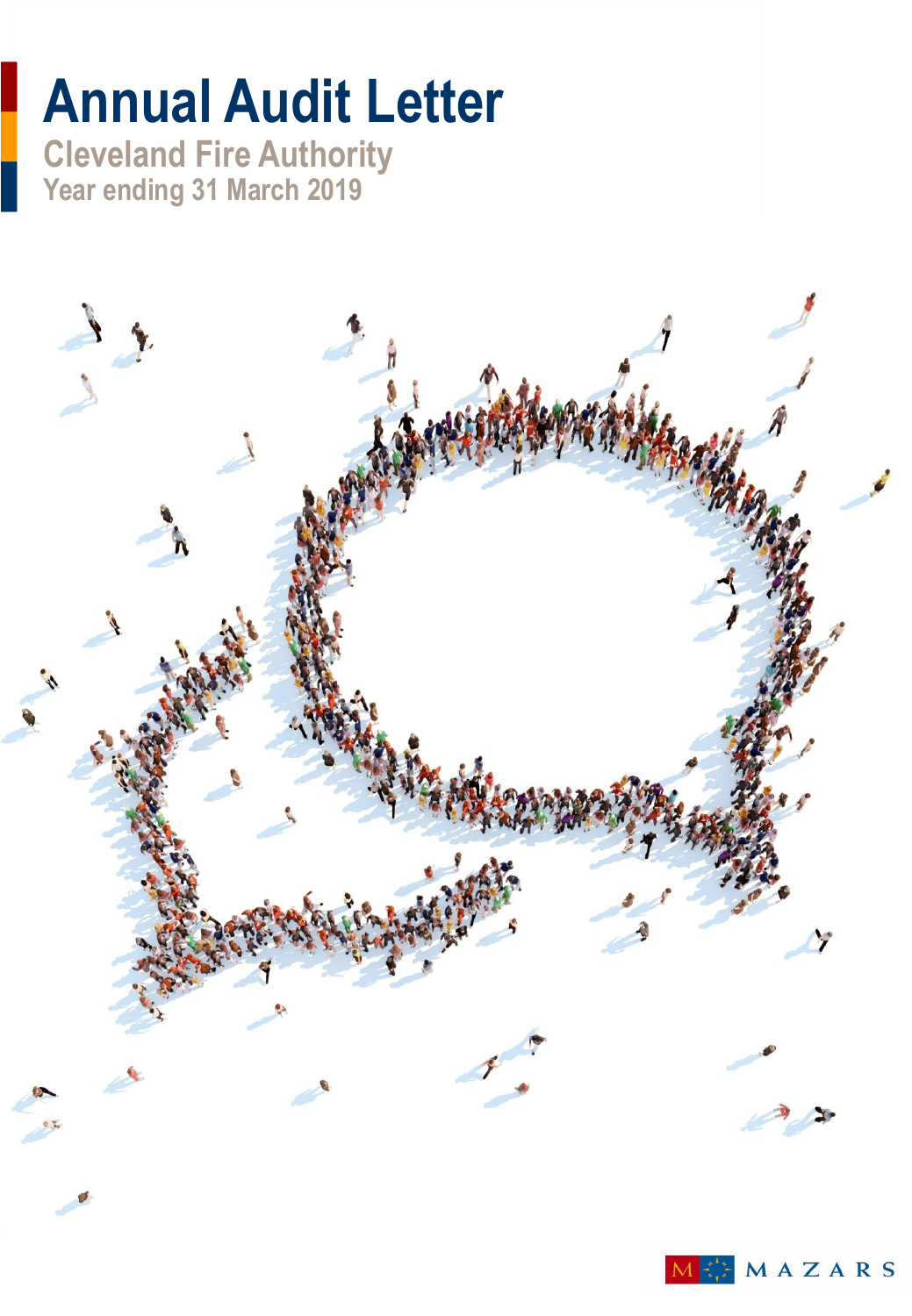# Annual Audit Letter

## Cleveland Fire Authority

### Year ending 31 March 2019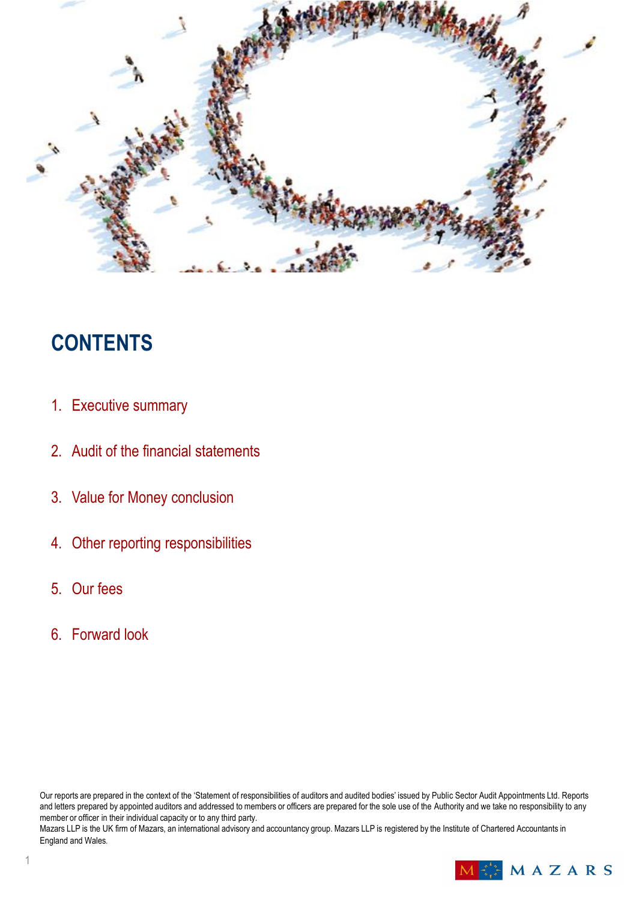# CONTENTS

1. Executive summary
2. Audit of the financial statements
3. Value for Money conclusion
4. Other reporting responsibilities
5. Our fees
6. Forward look

Our reports are prepared in the context of the 'Statement of responsibilities of auditors and audited bodies' issued by Public Sector Audit Appointments Ltd. Reports and letters prepared by appointed auditors and addressed to members or officers are prepared for the sole use of the Authority and we take no responsibility to any member or officer in their individual capacity or to any third party.

Mazars LLP is the UK firm of Mazars, an international advisory and accountancy group. Mazars LLP is registered by the Institute of Chartered Accountants in England and Wales.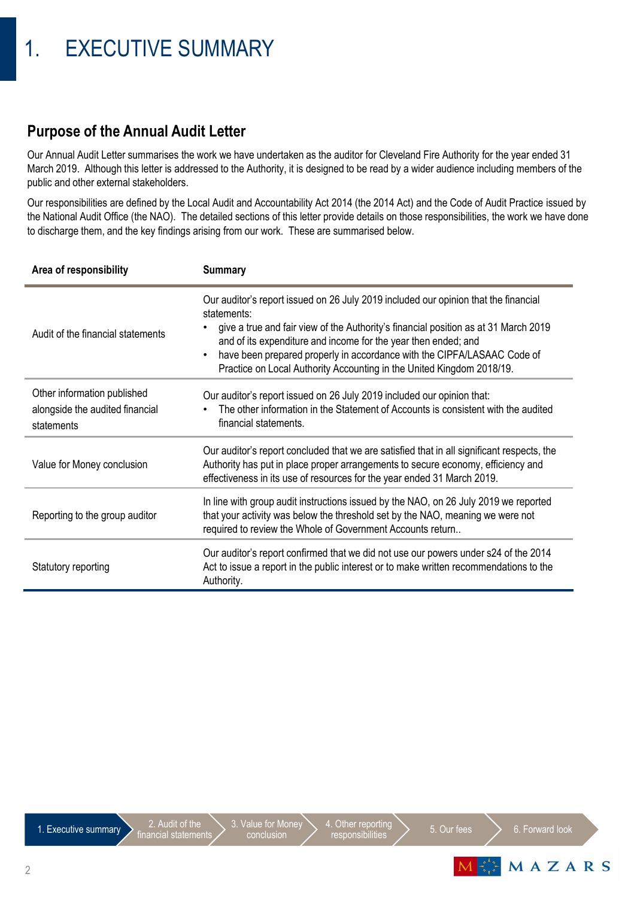# 1. EXECUTIVE SUMMARY

## Purpose of the Annual Audit Letter

Our Annual Audit Letter summarises the work we have undertaken as the auditor for Cleveland Fire Authority for the year ended 31 March 2019. Although this letter is addressed to the Authority, it is designed to be read by a wider audience including members of the public and other external stakeholders.

Our responsibilities are defined by the Local Audit and Accountability Act 2014 (the 2014 Act) and the Code of Audit Practice issued by the National Audit Office (the NAO). The detailed sections of this letter provide details on those responsibilities, the work we have done to discharge them, and the key findings arising from our work. These are summarised below.

| Area of responsibility | Summary |
|---|---|
| Audit of the financial statements | Our auditor's report issued on 26 July 2019 included our opinion that the financial statements:<br>• give a true and fair view of the Authority's financial position as at 31 March 2019 and of its expenditure and income for the year then ended; and<br>• have been prepared properly in accordance with the CIPFA/LASAAC Code of Practice on Local Authority Accounting in the United Kingdom 2018/19. |
| Other information published alongside the audited financial statements | Our auditor's report issued on 26 July 2019 included our opinion that:<br>• The other information in the Statement of Accounts is consistent with the audited financial statements. |
| Value for Money conclusion | Our auditor's report concluded that we are satisfied that in all significant respects, the Authority has put in place proper arrangements to secure economy, efficiency and effectiveness in its use of resources for the year ended 31 March 2019. |
| Reporting to the group auditor | In line with group audit instructions issued by the NAO, on 26 July 2019 we reported that your activity was below the threshold set by the NAO, meaning we were not required to review the Whole of Government Accounts return.. |
| Statutory reporting | Our auditor's report confirmed that we did not use our powers under s24 of the 2014 Act to issue a report in the public interest or to make written recommendations to the Authority. |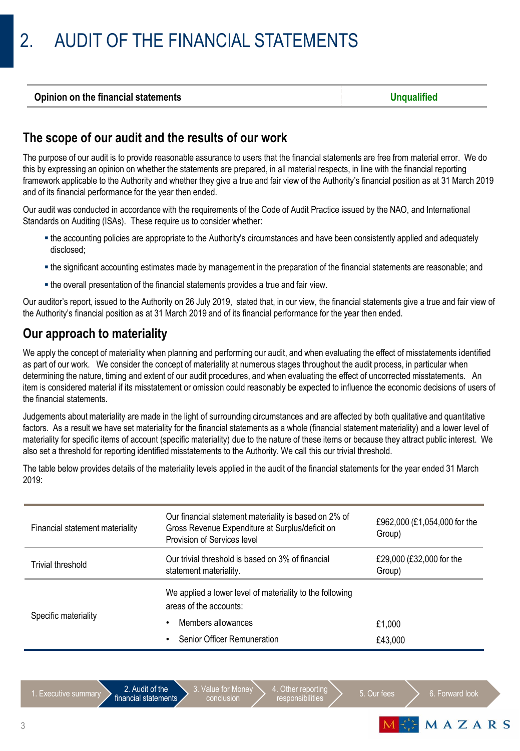# 2. AUDIT OF THE FINANCIAL STATEMENTS

| Opinion on the financial statements | Unqualified |
| --- | --- |

## The scope of our audit and the results of our work

The purpose of our audit is to provide reasonable assurance to users that the financial statements are free from material error. We do this by expressing an opinion on whether the statements are prepared, in all material respects, in line with the financial reporting framework applicable to the Authority and whether they give a true and fair view of the Authority's financial position as at 31 March 2019 and of its financial performance for the year then ended.

Our audit was conducted in accordance with the requirements of the Code of Audit Practice issued by the NAO, and International Standards on Auditing (ISAs). These require us to consider whether:

- the accounting policies are appropriate to the Authority's circumstances and have been consistently applied and adequately disclosed;
- the significant accounting estimates made by management in the preparation of the financial statements are reasonable; and
- the overall presentation of the financial statements provides a true and fair view.

Our auditor's report, issued to the Authority on 26 July 2019, stated that, in our view, the financial statements give a true and fair view of the Authority's financial position as at 31 March 2019 and of its financial performance for the year then ended.

## Our approach to materiality

We apply the concept of materiality when planning and performing our audit, and when evaluating the effect of misstatements identified as part of our work. We consider the concept of materiality at numerous stages throughout the audit process, in particular when determining the nature, timing and extent of our audit procedures, and when evaluating the effect of uncorrected misstatements. An item is considered material if its misstatement or omission could reasonably be expected to influence the economic decisions of users of the financial statements.

Judgements about materiality are made in the light of surrounding circumstances and are affected by both qualitative and quantitative factors. As a result we have set materiality for the financial statements as a whole (financial statement materiality) and a lower level of materiality for specific items of account (specific materiality) due to the nature of these items or because they attract public interest. We also set a threshold for reporting identified misstatements to the Authority. We call this our trivial threshold.

The table below provides details of the materiality levels applied in the audit of the financial statements for the year ended 31 March 2019:

| | | |
| --- | --- | --- |
| Financial statement materiality | Our financial statement materiality is based on 2% of Gross Revenue Expenditure at Surplus/deficit on Provision of Services level | £962,000 (£1,054,000 for the Group) |
| Trivial threshold | Our trivial threshold is based on 3% of financial statement materiality. | £29,000 (£32,000 for the Group) |
| Specific materiality | We applied a lower level of materiality to the following areas of the accounts: | |
| | • Members allowances | £1,000 |
| | • Senior Officer Remuneration | £43,000 |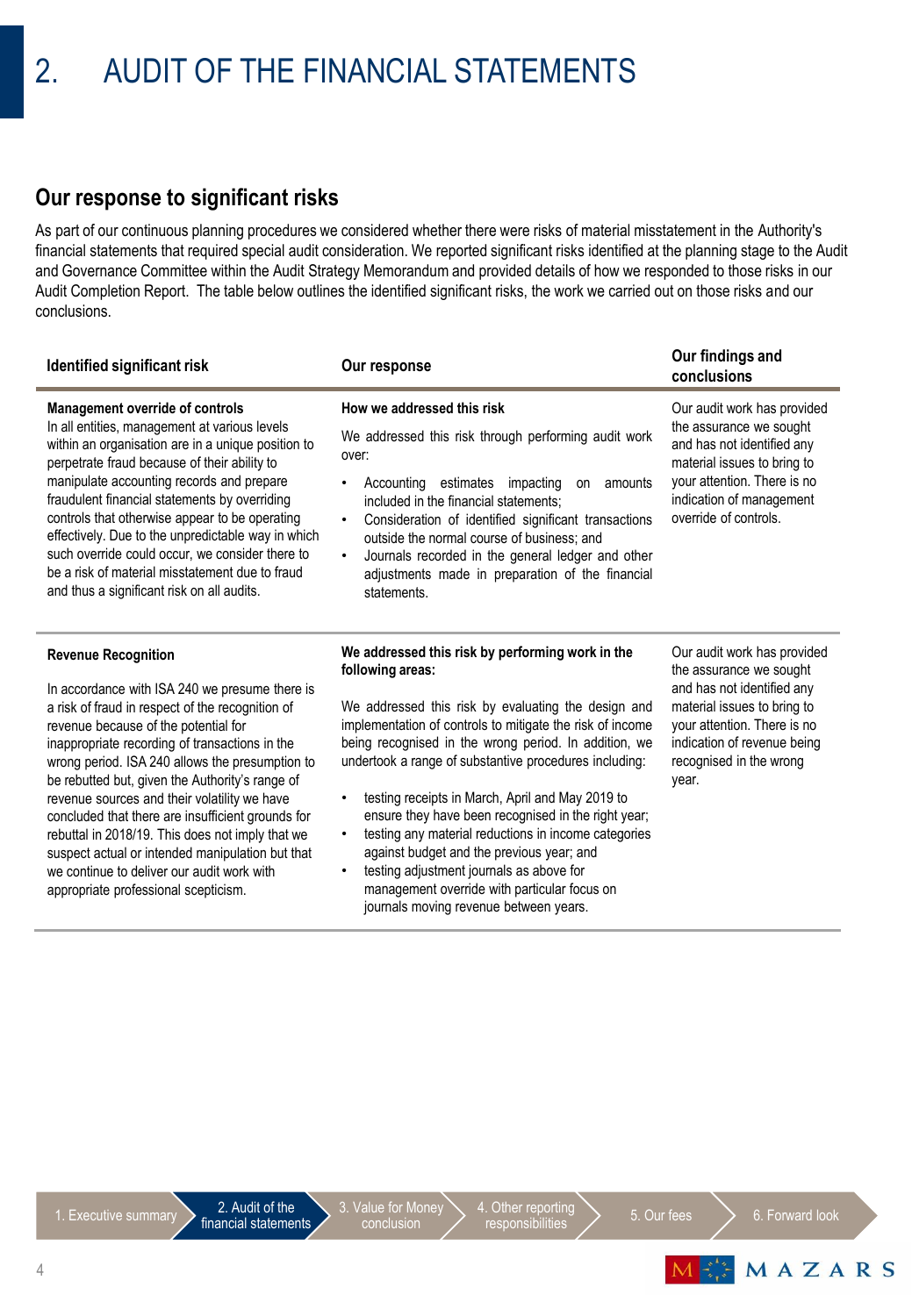# 2. AUDIT OF THE FINANCIAL STATEMENTS

## Our response to significant risks

As part of our continuous planning procedures we considered whether there were risks of material misstatement in the Authority's financial statements that required special audit consideration. We reported significant risks identified at the planning stage to the Audit and Governance Committee within the Audit Strategy Memorandum and provided details of how we responded to those risks in our Audit Completion Report. The table below outlines the identified significant risks, the work we carried out on those risks and our conclusions.

| Identified significant risk | Our response | Our findings and conclusions |
|---|---|---|
| **Management override of controls**<br>In all entities, management at various levels within an organisation are in a unique position to perpetrate fraud because of their ability to manipulate accounting records and prepare fraudulent financial statements by overriding controls that otherwise appear to be operating effectively. Due to the unpredictable way in which such override could occur, we consider there to be a risk of material misstatement due to fraud and thus a significant risk on all audits. | **How we addressed this risk**<br>We addressed this risk through performing audit work over:<br>• Accounting estimates impacting on amounts included in the financial statements;<br>• Consideration of identified significant transactions outside the normal course of business; and<br>• Journals recorded in the general ledger and other adjustments made in preparation of the financial statements. | Our audit work has provided the assurance we sought and has not identified any material issues to bring to your attention. There is no indication of management override of controls. |
| **Revenue Recognition**<br>In accordance with ISA 240 we presume there is a risk of fraud in respect of the recognition of revenue because of the potential for inappropriate recording of transactions in the wrong period. ISA 240 allows the presumption to be rebutted but, given the Authority's range of revenue sources and their volatility we have concluded that there are insufficient grounds for rebuttal in 2018/19. This does not imply that we suspect actual or intended manipulation but that we continue to deliver our audit work with appropriate professional scepticism. | **We addressed this risk by performing work in the following areas:**<br>We addressed this risk by evaluating the design and implementation of controls to mitigate the risk of income being recognised in the wrong period. In addition, we undertook a range of substantive procedures including:<br>• testing receipts in March, April and May 2019 to ensure they have been recognised in the right year;<br>• testing any material reductions in income categories against budget and the previous year; and<br>• testing adjustment journals as above for management override with particular focus on journals moving revenue between years. | Our audit work has provided the assurance we sought and has not identified any material issues to bring to your attention. There is no indication of revenue being recognised in the wrong year. |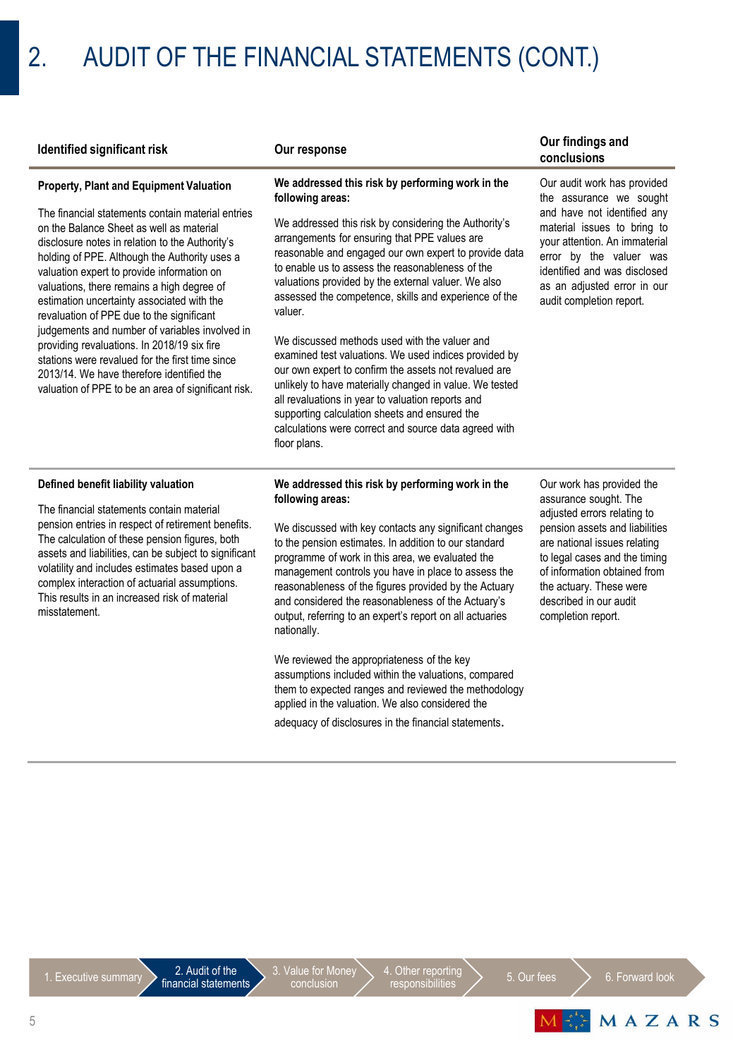# 2. AUDIT OF THE FINANCIAL STATEMENTS (CONT.)

| Identified significant risk | Our response | Our findings and conclusions |
|---|---|---|
| **Property, Plant and Equipment Valuation**<br><br>The financial statements contain material entries on the Balance Sheet as well as material disclosure notes in relation to the Authority's holding of PPE. Although the Authority uses a valuation expert to provide information on valuations, there remains a high degree of estimation uncertainty associated with the revaluation of PPE due to the significant judgements and number of variables involved in providing revaluations. In 2018/19 six fire stations were revalued for the first time since 2013/14. We have therefore identified the valuation of PPE to be an area of significant risk. | **We addressed this risk by performing work in the following areas:**<br><br>We addressed this risk by considering the Authority's arrangements for ensuring that PPE values are reasonable and engaged our own expert to provide data to enable us to assess the reasonableness of the valuations provided by the external valuer. We also assessed the competence, skills and experience of the valuer.<br><br>We discussed methods used with the valuer and examined test valuations. We used indices provided by our own expert to confirm the assets not revalued are unlikely to have materially changed in value. We tested all revaluations in year to valuation reports and supporting calculation sheets and ensured the calculations were correct and source data agreed with floor plans. | Our audit work has provided the assurance we sought and have not identified any material issues to bring to your attention. An immaterial error by the valuer was identified and was disclosed as an adjusted error in our audit completion report. |
| **Defined benefit liability valuation**<br><br>The financial statements contain material pension entries in respect of retirement benefits. The calculation of these pension figures, both assets and liabilities, can be subject to significant volatility and includes estimates based upon a complex interaction of actuarial assumptions. This results in an increased risk of material misstatement. | **We addressed this risk by performing work in the following areas:**<br><br>We discussed with key contacts any significant changes to the pension estimates. In addition to our standard programme of work in this area, we evaluated the management controls you have in place to assess the reasonableness of the figures provided by the Actuary and considered the reasonableness of the Actuary's output, referring to an expert's report on all actuaries nationally.<br><br>We reviewed the appropriateness of the key assumptions included within the valuations, compared them to expected ranges and reviewed the methodology applied in the valuation. We also considered the adequacy of disclosures in the financial statements. | Our work has provided the assurance sought. The adjusted errors relating to pension assets and liabilities are national issues relating to legal cases and the timing of information obtained from the actuary. These were described in our audit completion report. |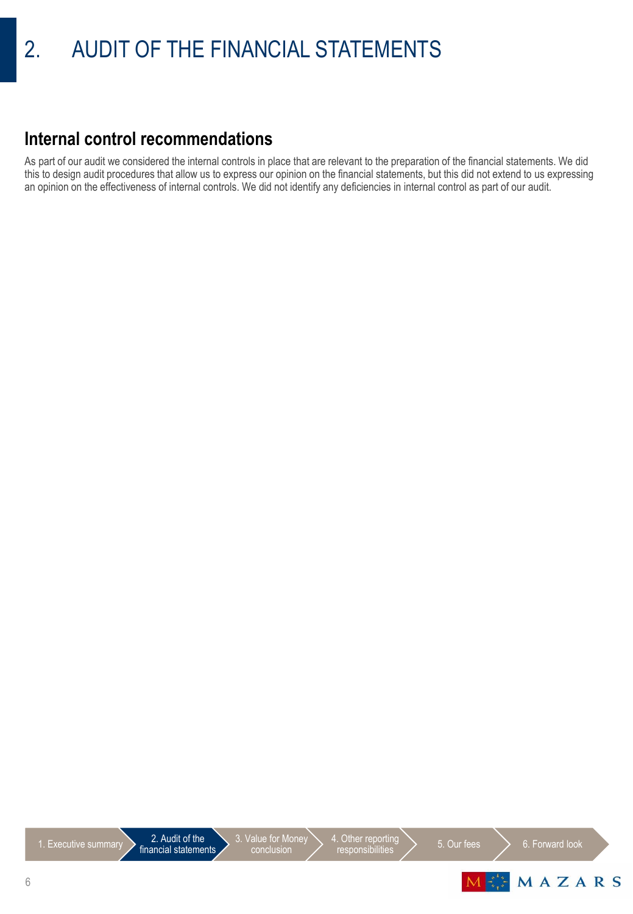# 2. AUDIT OF THE FINANCIAL STATEMENTS

## Internal control recommendations

As part of our audit we considered the internal controls in place that are relevant to the preparation of the financial statements. We did this to design audit procedures that allow us to express our opinion on the financial statements, but this did not extend to us expressing an opinion on the effectiveness of internal controls. We did not identify any deficiencies in internal control as part of our audit.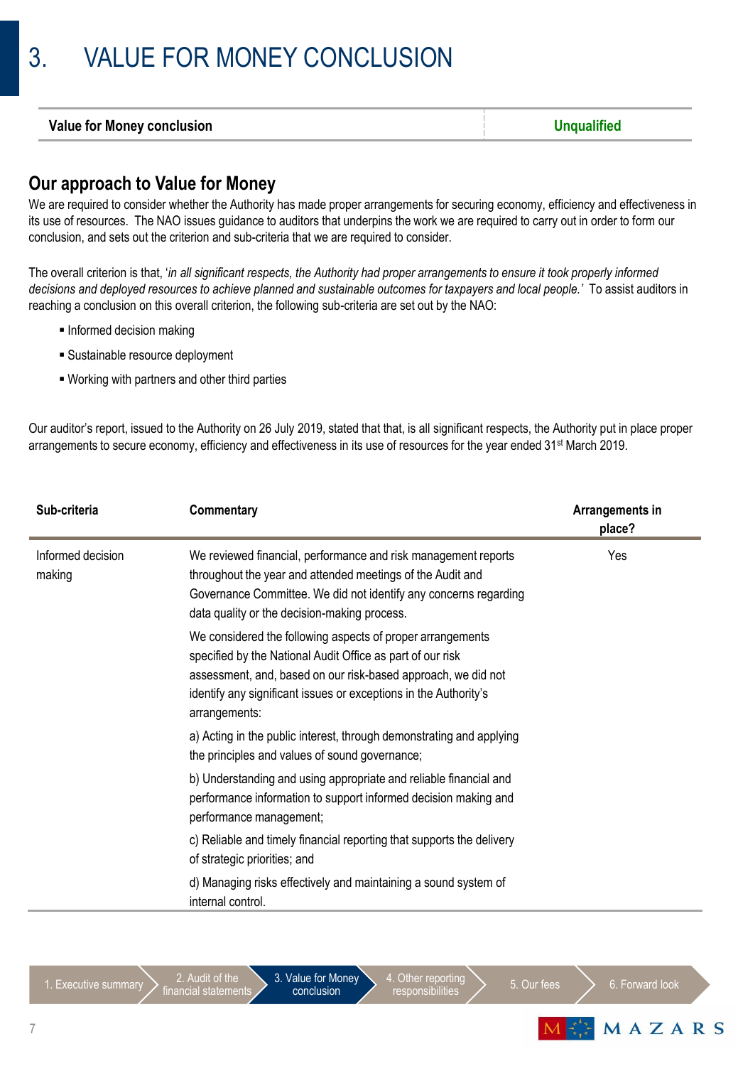# 3. VALUE FOR MONEY CONCLUSION

| Value for Money conclusion | Unqualified |
|---|---|

## Our approach to Value for Money

We are required to consider whether the Authority has made proper arrangements for securing economy, efficiency and effectiveness in its use of resources. The NAO issues guidance to auditors that underpins the work we are required to carry out in order to form our conclusion, and sets out the criterion and sub-criteria that we are required to consider.

The overall criterion is that, '*in all significant respects, the Authority had proper arrangements to ensure it took properly informed decisions and deployed resources to achieve planned and sustainable outcomes for taxpayers and local people.'* To assist auditors in reaching a conclusion on this overall criterion, the following sub-criteria are set out by the NAO:

- Informed decision making
- Sustainable resource deployment
- Working with partners and other third parties

Our auditor's report, issued to the Authority on 26 July 2019, stated that that, is all significant respects, the Authority put in place proper arrangements to secure economy, efficiency and effectiveness in its use of resources for the year ended 31st March 2019.

| Sub-criteria | Commentary | Arrangements in place? |
|---|---|---|
| Informed decision making | We reviewed financial, performance and risk management reports throughout the year and attended meetings of the Audit and Governance Committee. We did not identify any concerns regarding data quality or the decision-making process.<br><br>We considered the following aspects of proper arrangements specified by the National Audit Office as part of our risk assessment, and, based on our risk-based approach, we did not identify any significant issues or exceptions in the Authority's arrangements:<br><br>a) Acting in the public interest, through demonstrating and applying the principles and values of sound governance;<br><br>b) Understanding and using appropriate and reliable financial and performance information to support informed decision making and performance management;<br><br>c) Reliable and timely financial reporting that supports the delivery of strategic priorities; and<br><br>d) Managing risks effectively and maintaining a sound system of internal control. | Yes |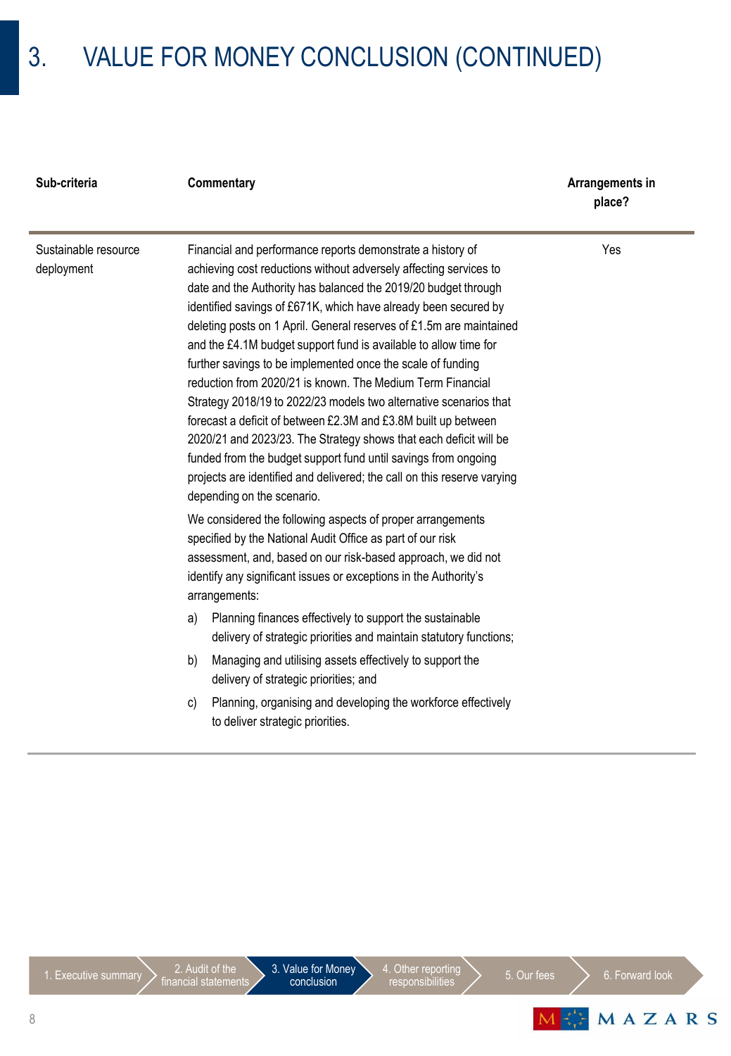# 3. VALUE FOR MONEY CONCLUSION (CONTINUED)

| Sub-criteria | Commentary | Arrangements in place? |
|---|---|---|
| Sustainable resource deployment | Financial and performance reports demonstrate a history of achieving cost reductions without adversely affecting services to date and the Authority has balanced the 2019/20 budget through identified savings of £671K, which have already been secured by deleting posts on 1 April. General reserves of £1.5m are maintained and the £4.1M budget support fund is available to allow time for further savings to be implemented once the scale of funding reduction from 2020/21 is known. The Medium Term Financial Strategy 2018/19 to 2022/23 models two alternative scenarios that forecast a deficit of between £2.3M and £3.8M built up between 2020/21 and 2023/23. The Strategy shows that each deficit will be funded from the budget support fund until savings from ongoing projects are identified and delivered; the call on this reserve varying depending on the scenario.<br><br>We considered the following aspects of proper arrangements specified by the National Audit Office as part of our risk assessment, and, based on our risk-based approach, we did not identify any significant issues or exceptions in the Authority's arrangements:<br><br>a) Planning finances effectively to support the sustainable delivery of strategic priorities and maintain statutory functions;<br><br>b) Managing and utilising assets effectively to support the delivery of strategic priorities; and<br><br>c) Planning, organising and developing the workforce effectively to deliver strategic priorities. | Yes |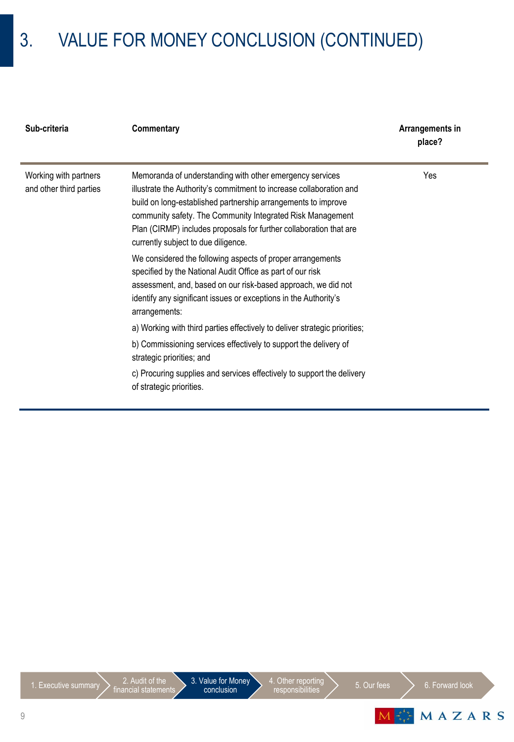# 3. VALUE FOR MONEY CONCLUSION (CONTINUED)

| Sub-criteria | Commentary | Arrangements in place? |
|---|---|---|
| Working with partners and other third parties | Memoranda of understanding with other emergency services illustrate the Authority's commitment to increase collaboration and build on long-established partnership arrangements to improve community safety. The Community Integrated Risk Management Plan (CIRMP) includes proposals for further collaboration that are currently subject to due diligence.<br><br>We considered the following aspects of proper arrangements specified by the National Audit Office as part of our risk assessment, and, based on our risk-based approach, we did not identify any significant issues or exceptions in the Authority's arrangements:<br><br>a) Working with third parties effectively to deliver strategic priorities;<br><br>b) Commissioning services effectively to support the delivery of strategic priorities; and<br><br>c) Procuring supplies and services effectively to support the delivery of strategic priorities. | Yes |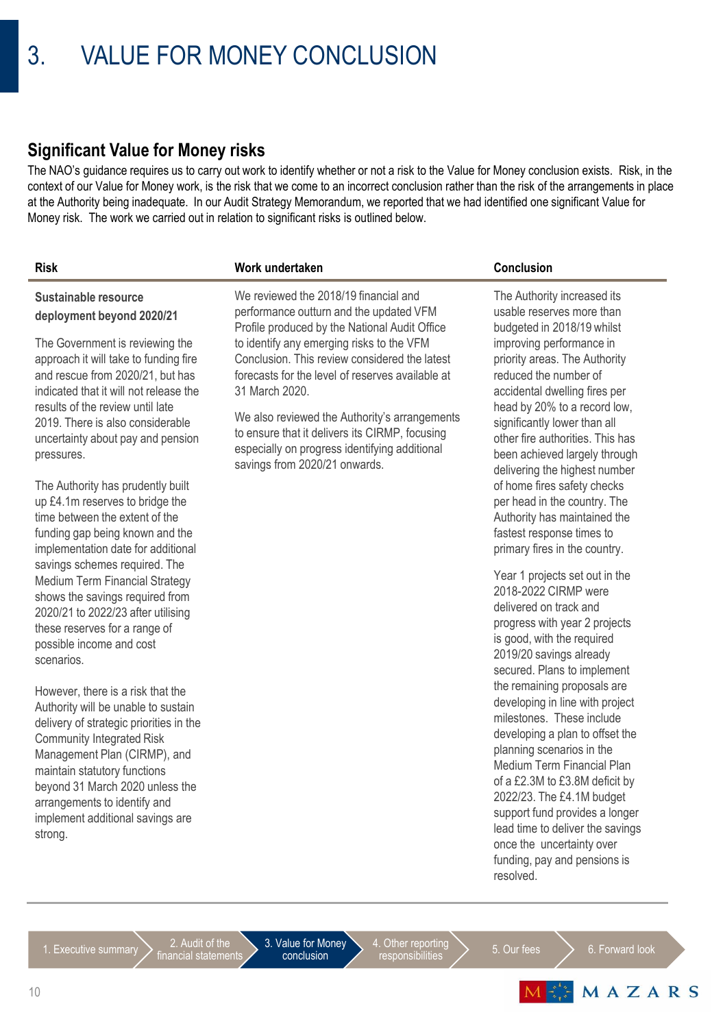# 3. VALUE FOR MONEY CONCLUSION

## Significant Value for Money risks

The NAO's guidance requires us to carry out work to identify whether or not a risk to the Value for Money conclusion exists. Risk, in the context of our Value for Money work, is the risk that we come to an incorrect conclusion rather than the risk of the arrangements in place at the Authority being inadequate. In our Audit Strategy Memorandum, we reported that we had identified one significant Value for Money risk. The work we carried out in relation to significant risks is outlined below.

| Risk | Work undertaken | Conclusion |
|---|---|---|
| **Sustainable resource deployment beyond 2020/21**<br><br>The Government is reviewing the approach it will take to funding fire and rescue from 2020/21, but has indicated that it will not release the results of the review until late 2019. There is also considerable uncertainty about pay and pension pressures.<br><br>The Authority has prudently built up £4.1m reserves to bridge the time between the extent of the funding gap being known and the implementation date for additional savings schemes required. The Medium Term Financial Strategy shows the savings required from 2020/21 to 2022/23 after utilising these reserves for a range of possible income and cost scenarios.<br><br>However, there is a risk that the Authority will be unable to sustain delivery of strategic priorities in the Community Integrated Risk Management Plan (CIRMP), and maintain statutory functions beyond 31 March 2020 unless the arrangements to identify and implement additional savings are strong. | We reviewed the 2018/19 financial and performance outturn and the updated VFM Profile produced by the National Audit Office to identify any emerging risks to the VFM Conclusion. This review considered the latest forecasts for the level of reserves available at 31 March 2020.<br><br>We also reviewed the Authority's arrangements to ensure that it delivers its CIRMP, focusing especially on progress identifying additional savings from 2020/21 onwards. | The Authority increased its usable reserves more than budgeted in 2018/19 whilst improving performance in priority areas. The Authority reduced the number of accidental dwelling fires per head by 20% to a record low, significantly lower than all other fire authorities. This has been achieved largely through delivering the highest number of home fires safety checks per head in the country. The Authority has maintained the fastest response times to primary fires in the country.<br><br>Year 1 projects set out in the 2018-2022 CIRMP were delivered on track and progress with year 2 projects is good, with the required 2019/20 savings already secured. Plans to implement the remaining proposals are developing in line with project milestones. These include developing a plan to offset the planning scenarios in the Medium Term Financial Plan of a £2.3M to £3.8M deficit by 2022/23. The £4.1M budget support fund provides a longer lead time to deliver the savings once the uncertainty over funding, pay and pensions is resolved. |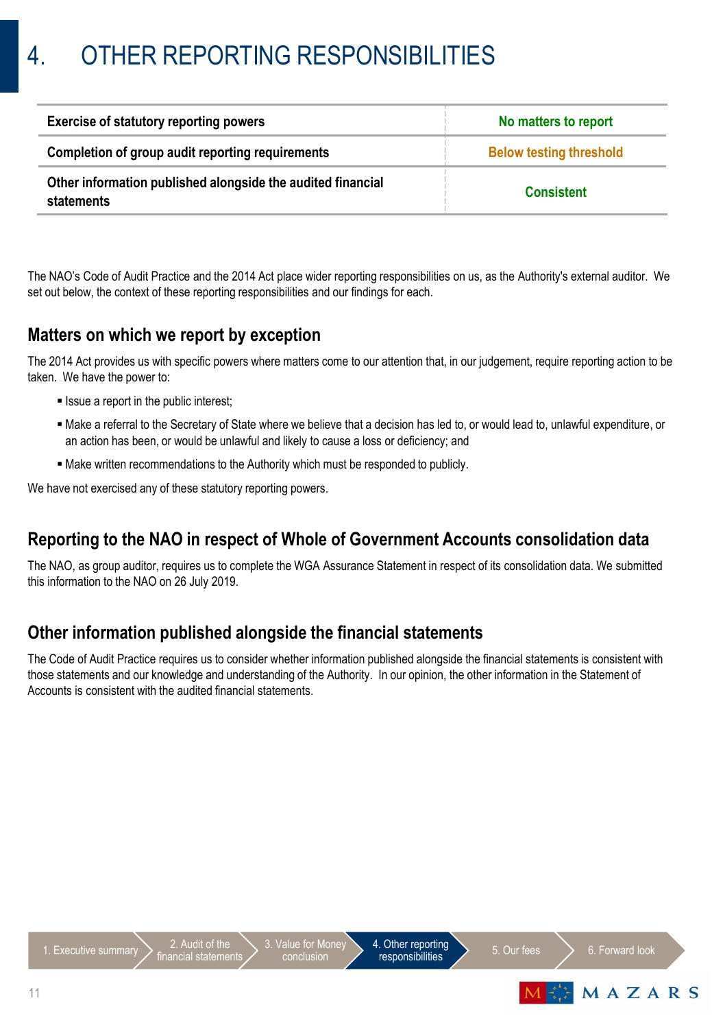# 4. OTHER REPORTING RESPONSIBILITIES

| | |
|---|---|
| **Exercise of statutory reporting powers** | **No matters to report** |
| **Completion of group audit reporting requirements** | **Below testing threshold** |
| **Other information published alongside the audited financial statements** | **Consistent** |

The NAO's Code of Audit Practice and the 2014 Act place wider reporting responsibilities on us, as the Authority's external auditor. We set out below, the context of these reporting responsibilities and our findings for each.

## Matters on which we report by exception

The 2014 Act provides us with specific powers where matters come to our attention that, in our judgement, require reporting action to be taken. We have the power to:

- Issue a report in the public interest;
- Make a referral to the Secretary of State where we believe that a decision has led to, or would lead to, unlawful expenditure, or an action has been, or would be unlawful and likely to cause a loss or deficiency; and
- Make written recommendations to the Authority which must be responded to publicly.

We have not exercised any of these statutory reporting powers.

## Reporting to the NAO in respect of Whole of Government Accounts consolidation data

The NAO, as group auditor, requires us to complete the WGA Assurance Statement in respect of its consolidation data. We submitted this information to the NAO on 26 July 2019.

## Other information published alongside the financial statements

The Code of Audit Practice requires us to consider whether information published alongside the financial statements is consistent with those statements and our knowledge and understanding of the Authority. In our opinion, the other information in the Statement of Accounts is consistent with the audited financial statements.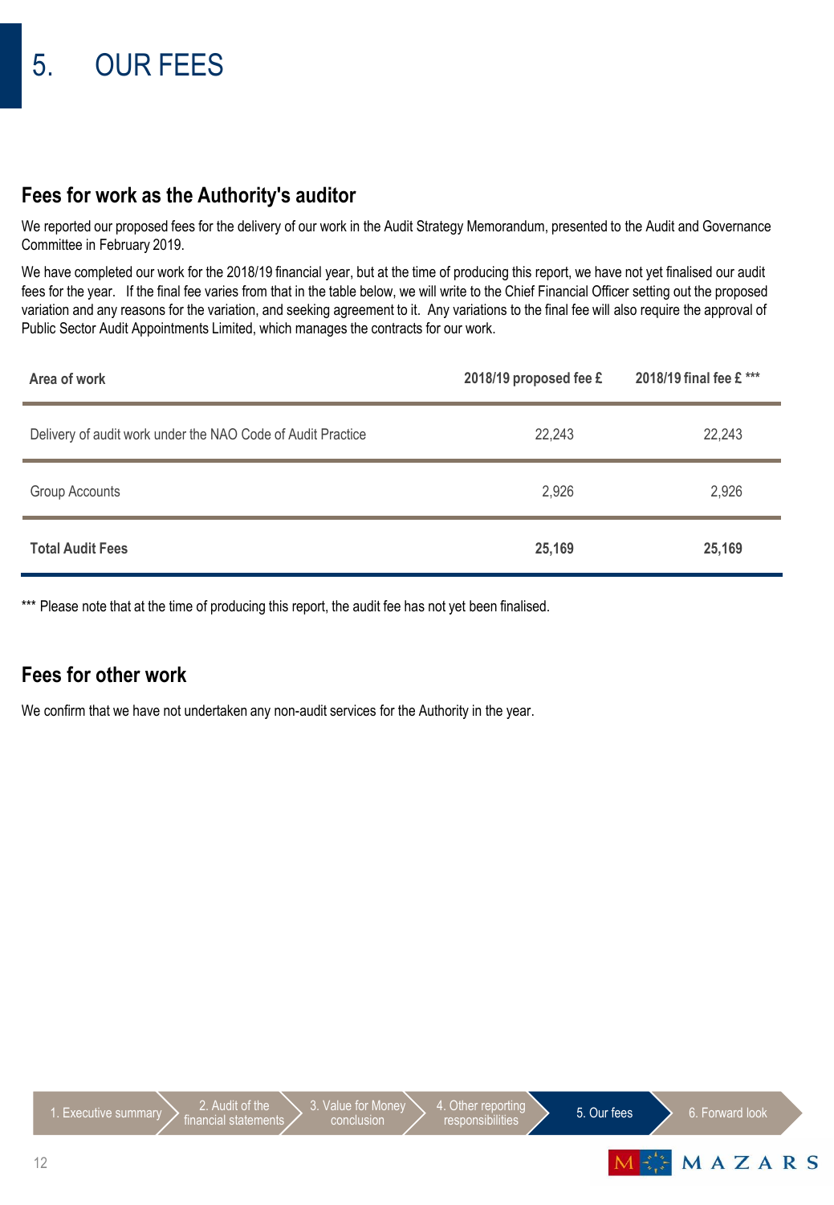# 5. OUR FEES

## Fees for work as the Authority's auditor

We reported our proposed fees for the delivery of our work in the Audit Strategy Memorandum, presented to the Audit and Governance Committee in February 2019.

We have completed our work for the 2018/19 financial year, but at the time of producing this report, we have not yet finalised our audit fees for the year. If the final fee varies from that in the table below, we will write to the Chief Financial Officer setting out the proposed variation and any reasons for the variation, and seeking agreement to it. Any variations to the final fee will also require the approval of Public Sector Audit Appointments Limited, which manages the contracts for our work.

| Area of work | 2018/19 proposed fee £ | 2018/19 final fee £ *** |
|---|---|---|
| Delivery of audit work under the NAO Code of Audit Practice | 22,243 | 22,243 |
| Group Accounts | 2,926 | 2,926 |
| **Total Audit Fees** | **25,169** | **25,169** |

*** Please note that at the time of producing this report, the audit fee has not yet been finalised.

## Fees for other work

We confirm that we have not undertaken any non-audit services for the Authority in the year.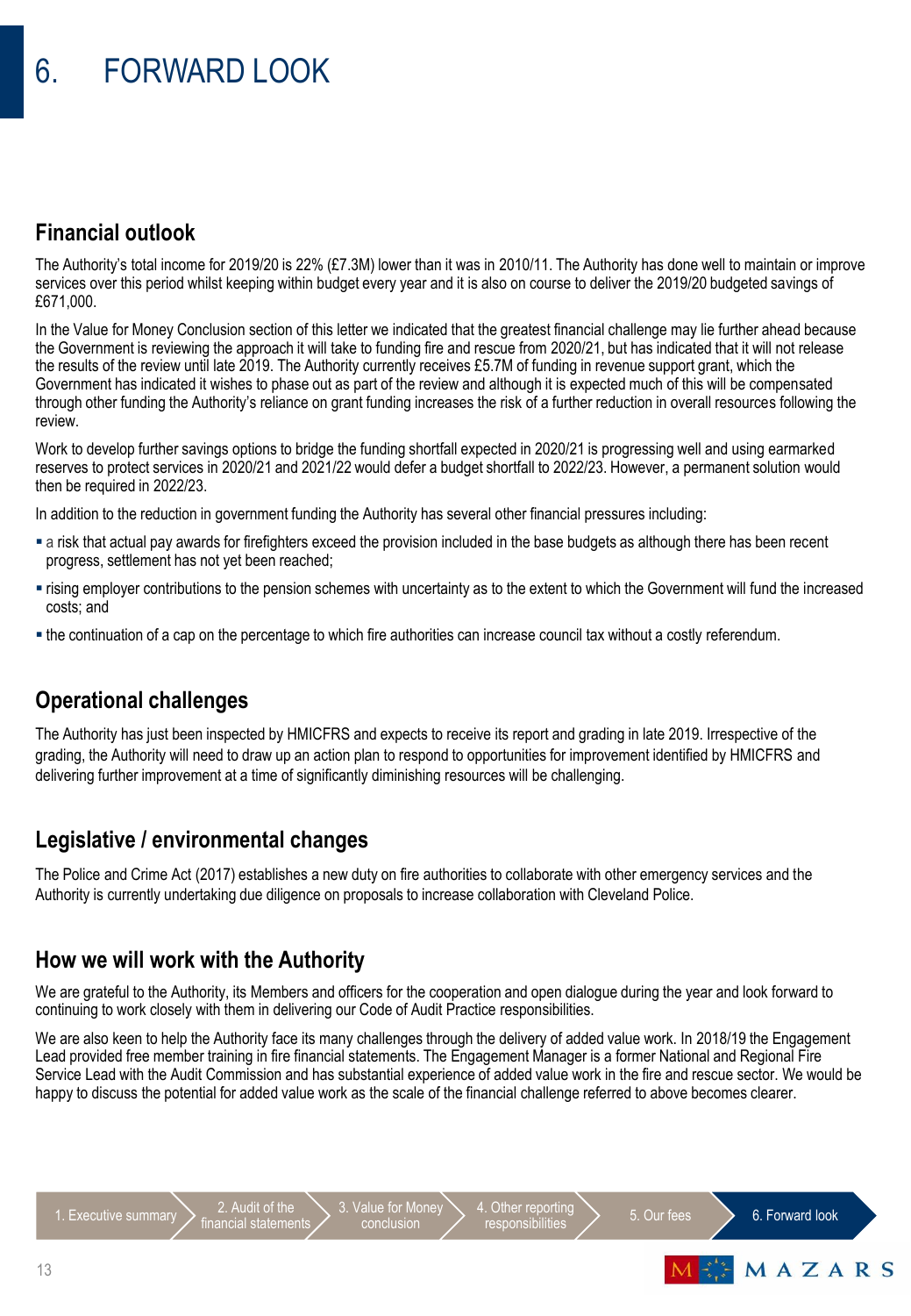# 6. FORWARD LOOK

## Financial outlook

The Authority's total income for 2019/20 is 22% (£7.3M) lower than it was in 2010/11. The Authority has done well to maintain or improve services over this period whilst keeping within budget every year and it is also on course to deliver the 2019/20 budgeted savings of £671,000.

In the Value for Money Conclusion section of this letter we indicated that the greatest financial challenge may lie further ahead because the Government is reviewing the approach it will take to funding fire and rescue from 2020/21, but has indicated that it will not release the results of the review until late 2019. The Authority currently receives £5.7M of funding in revenue support grant, which the Government has indicated it wishes to phase out as part of the review and although it is expected much of this will be compensated through other funding the Authority's reliance on grant funding increases the risk of a further reduction in overall resources following the review.

Work to develop further savings options to bridge the funding shortfall expected in 2020/21 is progressing well and using earmarked reserves to protect services in 2020/21 and 2021/22 would defer a budget shortfall to 2022/23. However, a permanent solution would then be required in 2022/23.

In addition to the reduction in government funding the Authority has several other financial pressures including:

- a risk that actual pay awards for firefighters exceed the provision included in the base budgets as although there has been recent progress, settlement has not yet been reached;
- rising employer contributions to the pension schemes with uncertainty as to the extent to which the Government will fund the increased costs; and
- the continuation of a cap on the percentage to which fire authorities can increase council tax without a costly referendum.

## Operational challenges

The Authority has just been inspected by HMICFRS and expects to receive its report and grading in late 2019. Irrespective of the grading, the Authority will need to draw up an action plan to respond to opportunities for improvement identified by HMICFRS and delivering further improvement at a time of significantly diminishing resources will be challenging.

## Legislative / environmental changes

The Police and Crime Act (2017) establishes a new duty on fire authorities to collaborate with other emergency services and the Authority is currently undertaking due diligence on proposals to increase collaboration with Cleveland Police.

## How we will work with the Authority

We are grateful to the Authority, its Members and officers for the cooperation and open dialogue during the year and look forward to continuing to work closely with them in delivering our Code of Audit Practice responsibilities.

We are also keen to help the Authority face its many challenges through the delivery of added value work. In 2018/19 the Engagement Lead provided free member training in fire financial statements. The Engagement Manager is a former National and Regional Fire Service Lead with the Audit Commission and has substantial experience of added value work in the fire and rescue sector. We would be happy to discuss the potential for added value work as the scale of the financial challenge referred to above becomes clearer.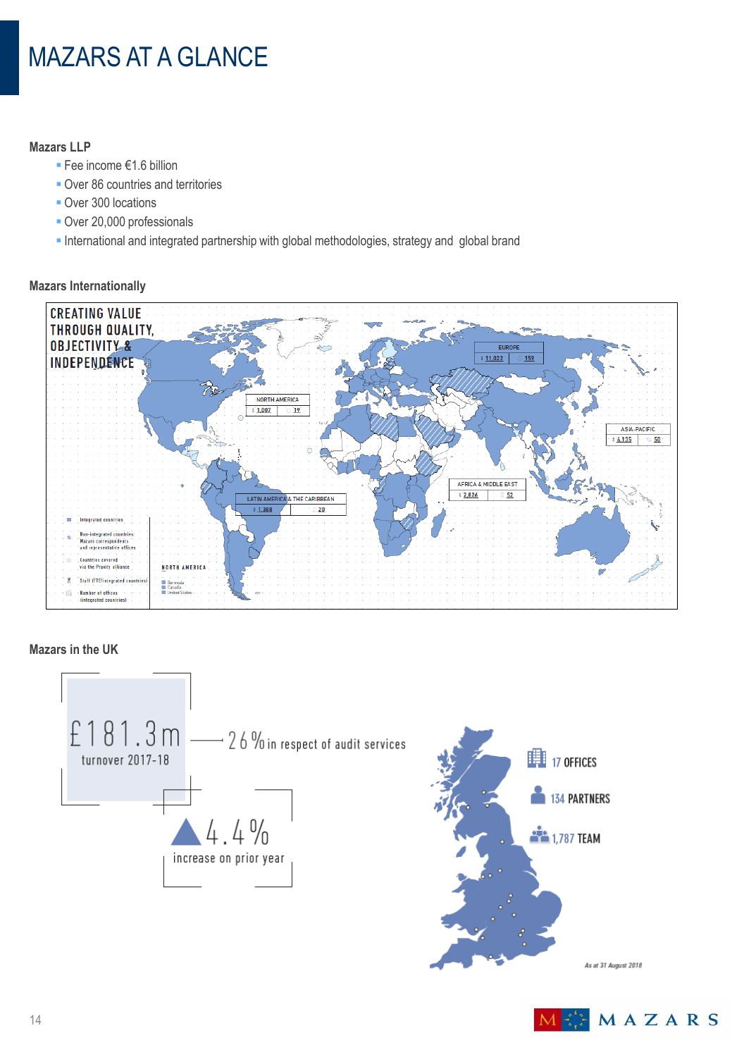# MAZARS AT A GLANCE

**Mazars LLP**

- Fee income €1.6 billion
- Over 86 countries and territories
- Over 300 locations
- Over 20,000 professionals
- International and integrated partnership with global methodologies, strategy and global brand

**Mazars Internationally**

CREATING VALUE THROUGH QUALITY, OBJECTIVITY & INDEPENDENCE

| Region | Staff (FTE) | Offices |
|---|---|---|
| EUROPE | 11,022 | 159 |
| NORTH AMERICA | 1,007 | 19 |
| ASIA-PACIFIC | 4,135 | 50 |
| AFRICA & MIDDLE EAST | 2,826 | 52 |
| LATIN AMERICA & THE CARIBBEAN | 1,288 | 20 |

- Integrated countries
- Non-integrated countries: Mazars correspondents and representative offices
- Countries covered via the Praxity alliance
- Staff (FTE) (integrated countries)
- Number of offices (integrated countries)

NORTH AMERICA: Bermuda, Canada, United States

**Mazars in the UK**

£181.3m turnover 2017-18 — 26% in respect of audit services

▲ 4.4% increase on prior year

- 17 OFFICES
- 134 PARTNERS
- 1,787 TEAM

*As at 31 August 2018*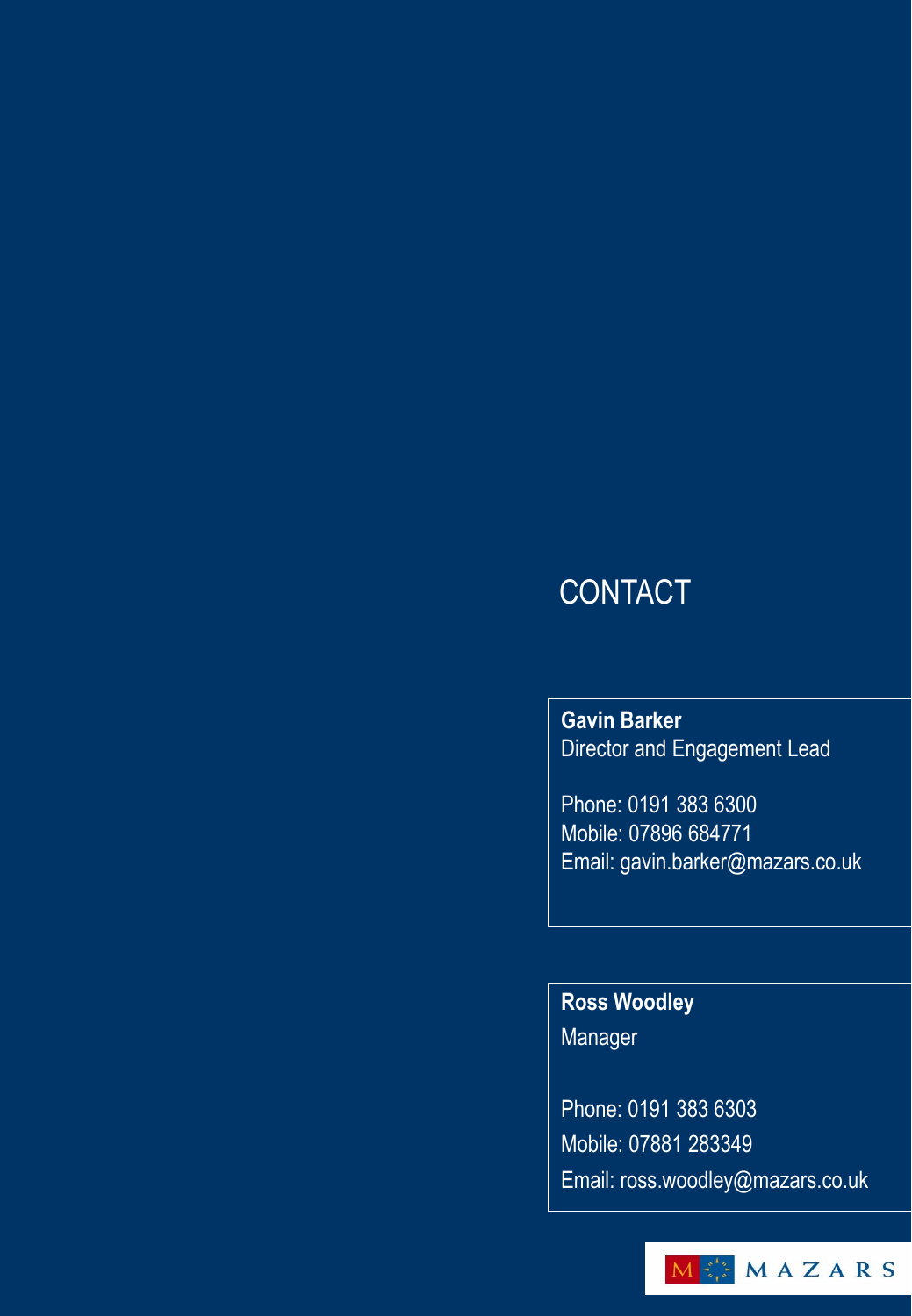# CONTACT

**Gavin Barker**
Director and Engagement Lead

Phone: 0191 383 6300
Mobile: 07896 684771
Email: gavin.barker@mazars.co.uk

**Ross Woodley**
Manager

Phone: 0191 383 6303
Mobile: 07881 283349
Email: ross.woodley@mazars.co.uk

MAZARS